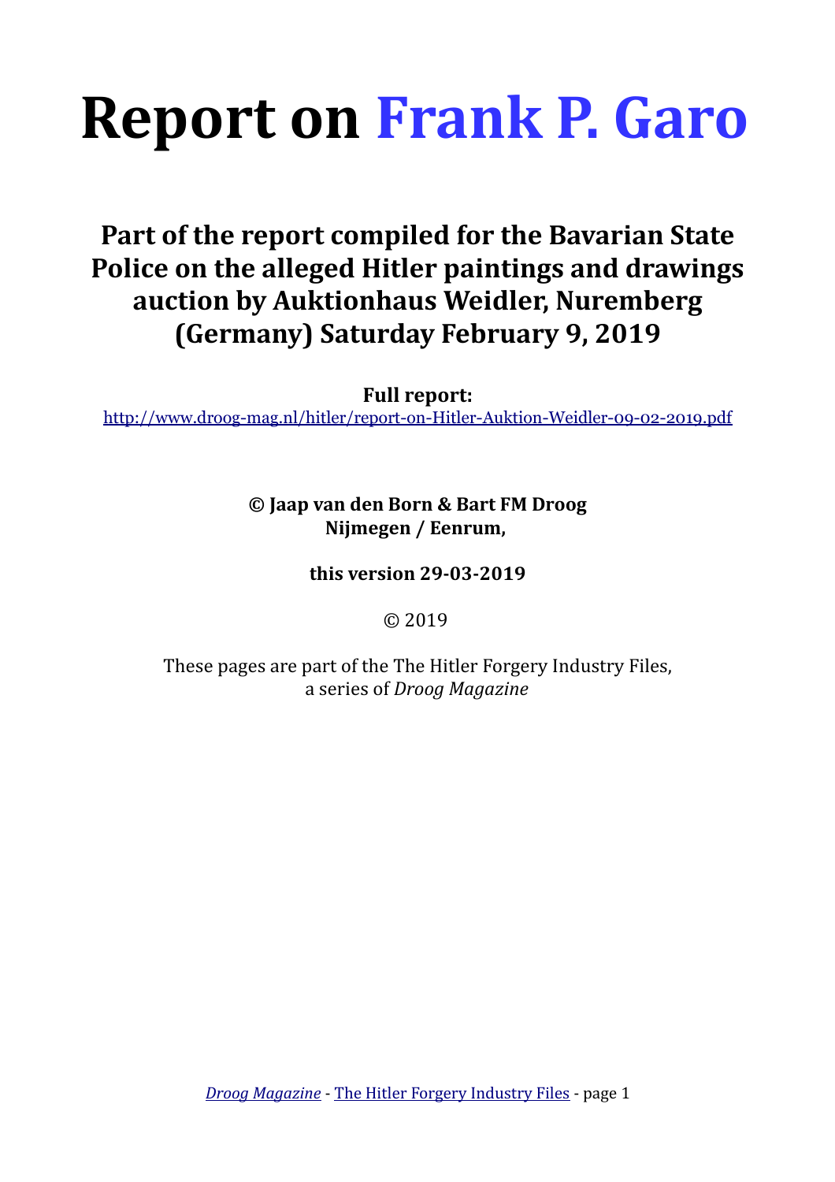# Report on Frank P. Garo

## Part of the report compiled for the Bavarian State Police on the alleged Hitler paintings and drawings auction by Auktionhaus Weidler, Nuremberg (Germany) Saturday February 9, 2019

**Full report:**
http://www.droog-mag.nl/hitler/report-on-Hitler-Auktion-Weidler-09-02-2019.pdf

**© Jaap van den Born & Bart FM Droog**
**Nijmegen / Eenrum,**

**this version 29-03-2019**

© 2019

These pages are part of the The Hitler Forgery Industry Files, a series of *Droog Magazine*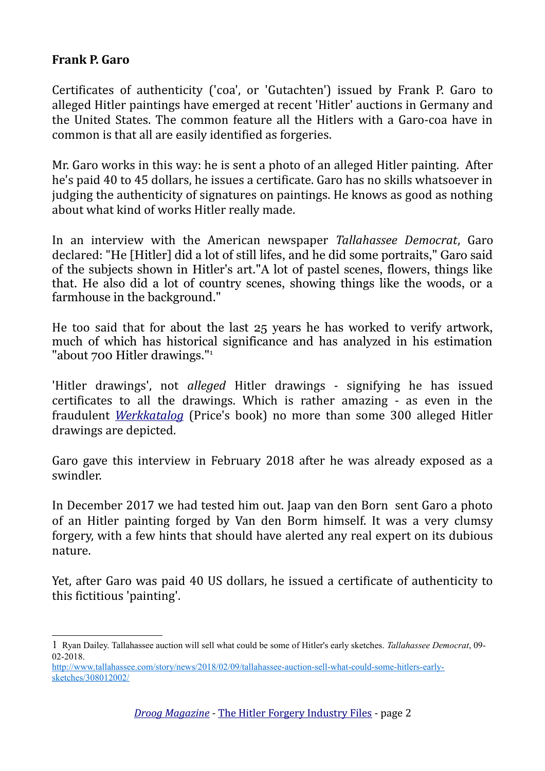**Frank P. Garo**

Certificates of authenticity ('coa', or 'Gutachten') issued by Frank P. Garo to alleged Hitler paintings have emerged at recent 'Hitler' auctions in Germany and the United States. The common feature all the Hitlers with a Garo-coa have in common is that all are easily identified as forgeries.

Mr. Garo works in this way: he is sent a photo of an alleged Hitler painting. After he's paid 40 to 45 dollars, he issues a certificate. Garo has no skills whatsoever in judging the authenticity of signatures on paintings. He knows as good as nothing about what kind of works Hitler really made.

In an interview with the American newspaper *Tallahassee Democrat*, Garo declared: "He [Hitler] did a lot of still lifes, and he did some portraits," Garo said of the subjects shown in Hitler's art."A lot of pastel scenes, flowers, things like that. He also did a lot of country scenes, showing things like the woods, or a farmhouse in the background."

He too said that for about the last 25 years he has worked to verify artwork, much of which has historical significance and has analyzed in his estimation "about 700 Hitler drawings."[1]

'Hitler drawings', not *alleged* Hitler drawings - signifying he has issued certificates to all the drawings. Which is rather amazing - as even in the fraudulent *Werkkatalog* (Price's book) no more than some 300 alleged Hitler drawings are depicted.

Garo gave this interview in February 2018 after he was already exposed as a swindler.

In December 2017 we had tested him out. Jaap van den Born sent Garo a photo of an Hitler painting forged by Van den Borm himself. It was a very clumsy forgery, with a few hints that should have alerted any real expert on its dubious nature.

Yet, after Garo was paid 40 US dollars, he issued a certificate of authenticity to this fictitious 'painting'.

---

1 Ryan Dailey. Tallahassee auction will sell what could be some of Hitler's early sketches. *Tallahassee Democrat*, 09-02-2018.
http://www.tallahassee.com/story/news/2018/02/09/tallahassee-auction-sell-what-could-some-hitlers-early-sketches/308012002/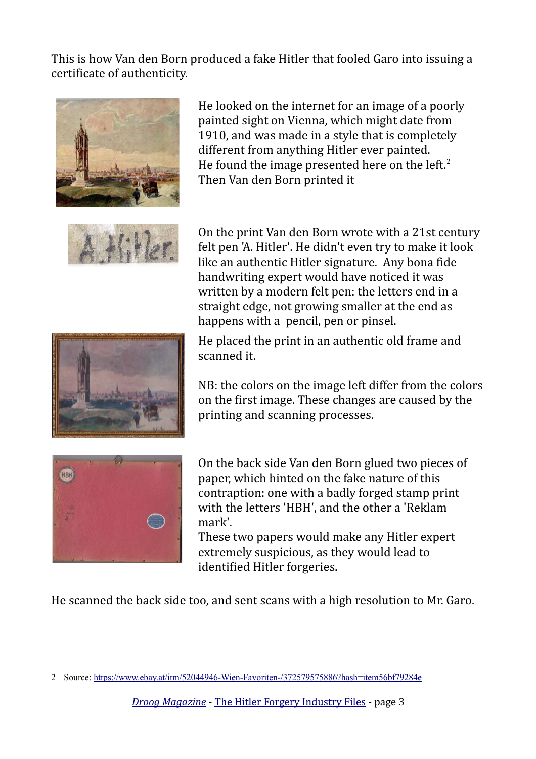This is how Van den Born produced a fake Hitler that fooled Garo into issuing a certificate of authenticity.

He looked on the internet for an image of a poorly painted sight on Vienna, which might date from 1910, and was made in a style that is completely different from anything Hitler ever painted. He found the image presented here on the left.[2] Then Van den Born printed it

On the print Van den Born wrote with a 21st century felt pen 'A. Hitler'. He didn't even try to make it look like an authentic Hitler signature. Any bona fide handwriting expert would have noticed it was written by a modern felt pen: the letters end in a straight edge, not growing smaller at the end as happens with a pencil, pen or pinsel.

He placed the print in an authentic old frame and scanned it.

NB: the colors on the image left differ from the colors on the first image. These changes are caused by the printing and scanning processes.

On the back side Van den Born glued two pieces of paper, which hinted on the fake nature of this contraption: one with a badly forged stamp print with the letters 'HBH', and the other a 'Reklam mark'.
These two papers would make any Hitler expert extremely suspicious, as they would lead to identified Hitler forgeries.

He scanned the back side too, and sent scans with a high resolution to Mr. Garo.

---

2 Source: https://www.ebay.at/itm/52044946-Wien-Favoriten-/372579575886?hash=item56bf79284e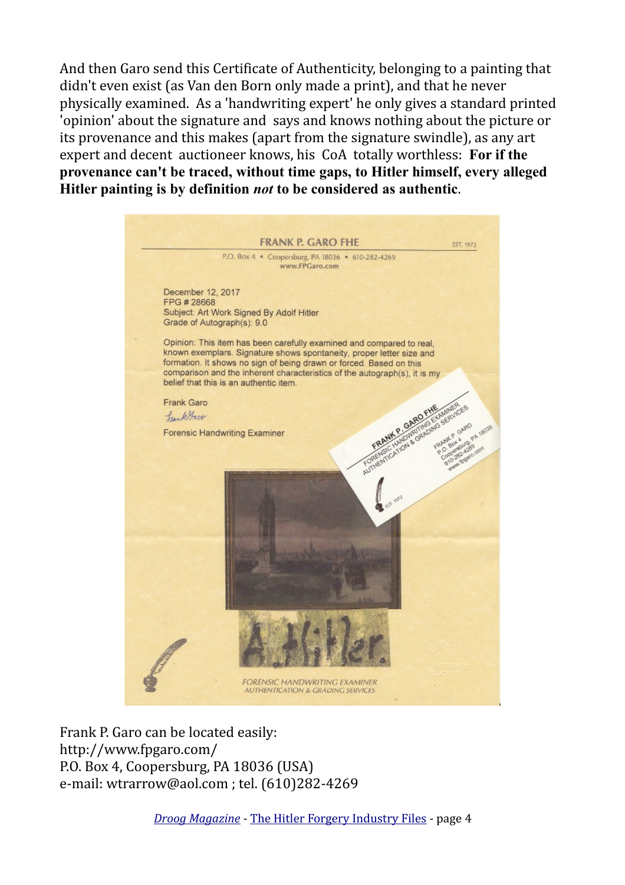And then Garo send this Certificate of Authenticity, belonging to a painting that didn't even exist (as Van den Born only made a print), and that he never physically examined. As a 'handwriting expert' he only gives a standard printed 'opinion' about the signature and says and knows nothing about the picture or its provenance and this makes (apart from the signature swindle), as any art expert and decent auctioneer knows, his CoA totally worthless: **For if the provenance can't be traced, without time gaps, to Hitler himself, every alleged Hitler painting is by definition *not* to be considered as authentic**.

FRANK P. GARO FHE

EST. 1972

P.O. Box 4 • Coopersburg, PA 18036 • 610-282-4269
www.FPGaro.com

December 12, 2017
FPG # 28668
Subject: Art Work Signed By Adolf Hitler
Grade of Autograph(s): 9.0

Opinion: This item has been carefully examined and compared to real, known exemplars. Signature shows spontaneity, proper letter size and formation. It shows no sign of being drawn or forced. Based on this comparison and the inherent characteristics of the autograph(s), it is my belief that this is an authentic item.

Frank Garo

Forensic Handwriting Examiner

FRANK P. GARO FHE
FORENSIC HANDWRITING EXAMINER
AUTHENTICATION & GRADING SERVICES
FRANK P. GARO
P.O. Box 4
Coopersburg, PA 18036
610-282-4269
www.fpgaro.com
EST. 1972

A. Hitler.

FORENSIC HANDWRITING EXAMINER
AUTHENTICATION & GRADING SERVICES

Frank P. Garo can be located easily:
http://www.fpgaro.com/
P.O. Box 4, Coopersburg, PA 18036 (USA)
e-mail: wtrarrow@aol.com ; tel. (610)282-4269